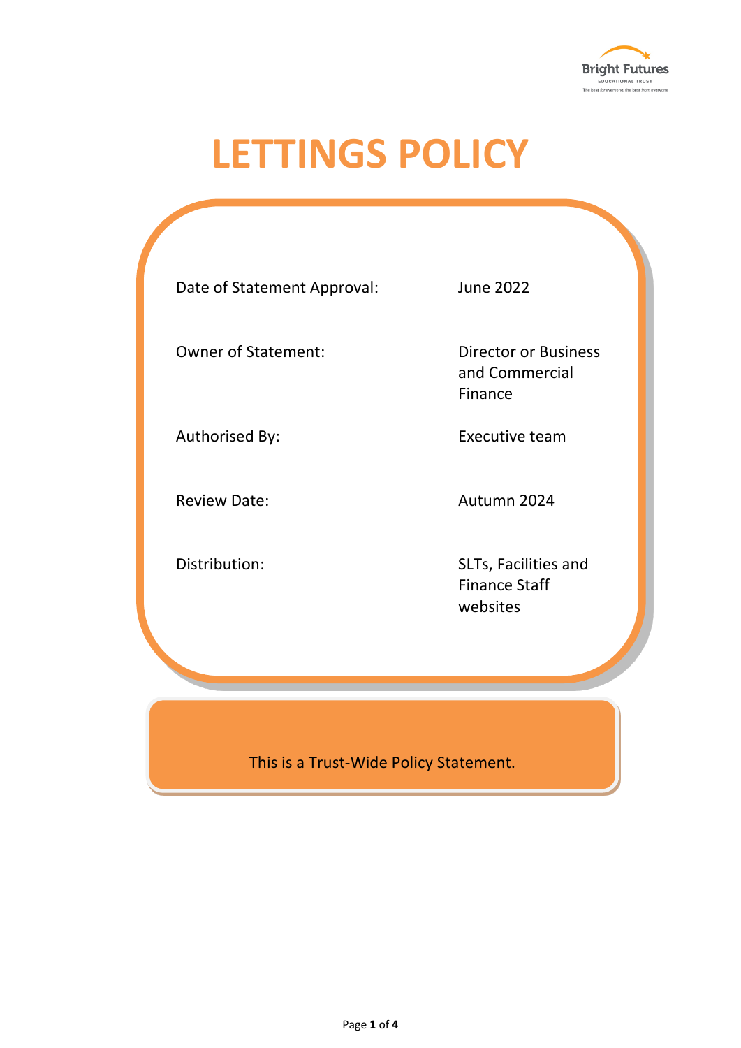Bright Futures
EDUCATIONAL TRUST
The best for everyone, the best from everyone

# LETTINGS POLICY

| | |
|---|---|
| Date of Statement Approval: | June 2022 |
| Owner of Statement: | Director or Business and Commercial Finance |
| Authorised By: | Executive team |
| Review Date: | Autumn 2024 |
| Distribution: | SLTs, Facilities and Finance Staff websites |

This is a Trust-Wide Policy Statement.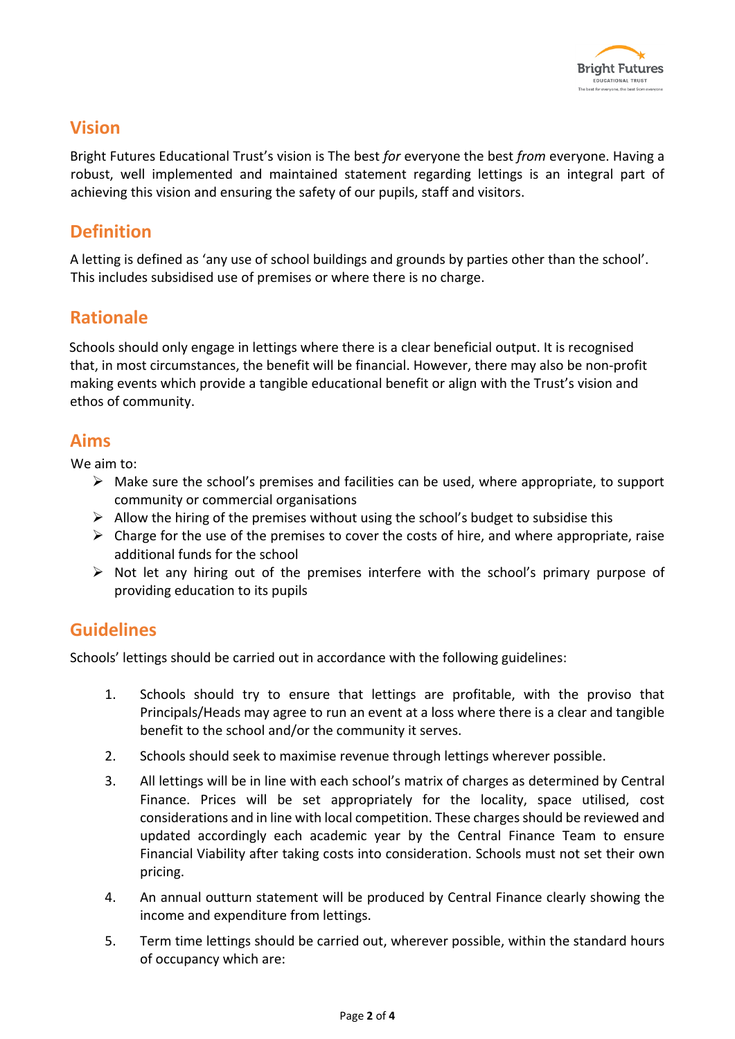## Vision

Bright Futures Educational Trust's vision is The best *for* everyone the best *from* everyone. Having a robust, well implemented and maintained statement regarding lettings is an integral part of achieving this vision and ensuring the safety of our pupils, staff and visitors.

## Definition

A letting is defined as 'any use of school buildings and grounds by parties other than the school'. This includes subsidised use of premises or where there is no charge.

## Rationale

Schools should only engage in lettings where there is a clear beneficial output. It is recognised that, in most circumstances, the benefit will be financial. However, there may also be non-profit making events which provide a tangible educational benefit or align with the Trust's vision and ethos of community.

## Aims

We aim to:

- Make sure the school's premises and facilities can be used, where appropriate, to support community or commercial organisations
- Allow the hiring of the premises without using the school's budget to subsidise this
- Charge for the use of the premises to cover the costs of hire, and where appropriate, raise additional funds for the school
- Not let any hiring out of the premises interfere with the school's primary purpose of providing education to its pupils

## Guidelines

Schools' lettings should be carried out in accordance with the following guidelines:

1. Schools should try to ensure that lettings are profitable, with the proviso that Principals/Heads may agree to run an event at a loss where there is a clear and tangible benefit to the school and/or the community it serves.
2. Schools should seek to maximise revenue through lettings wherever possible.
3. All lettings will be in line with each school's matrix of charges as determined by Central Finance. Prices will be set appropriately for the locality, space utilised, cost considerations and in line with local competition. These charges should be reviewed and updated accordingly each academic year by the Central Finance Team to ensure Financial Viability after taking costs into consideration. Schools must not set their own pricing.
4. An annual outturn statement will be produced by Central Finance clearly showing the income and expenditure from lettings.
5. Term time lettings should be carried out, wherever possible, within the standard hours of occupancy which are: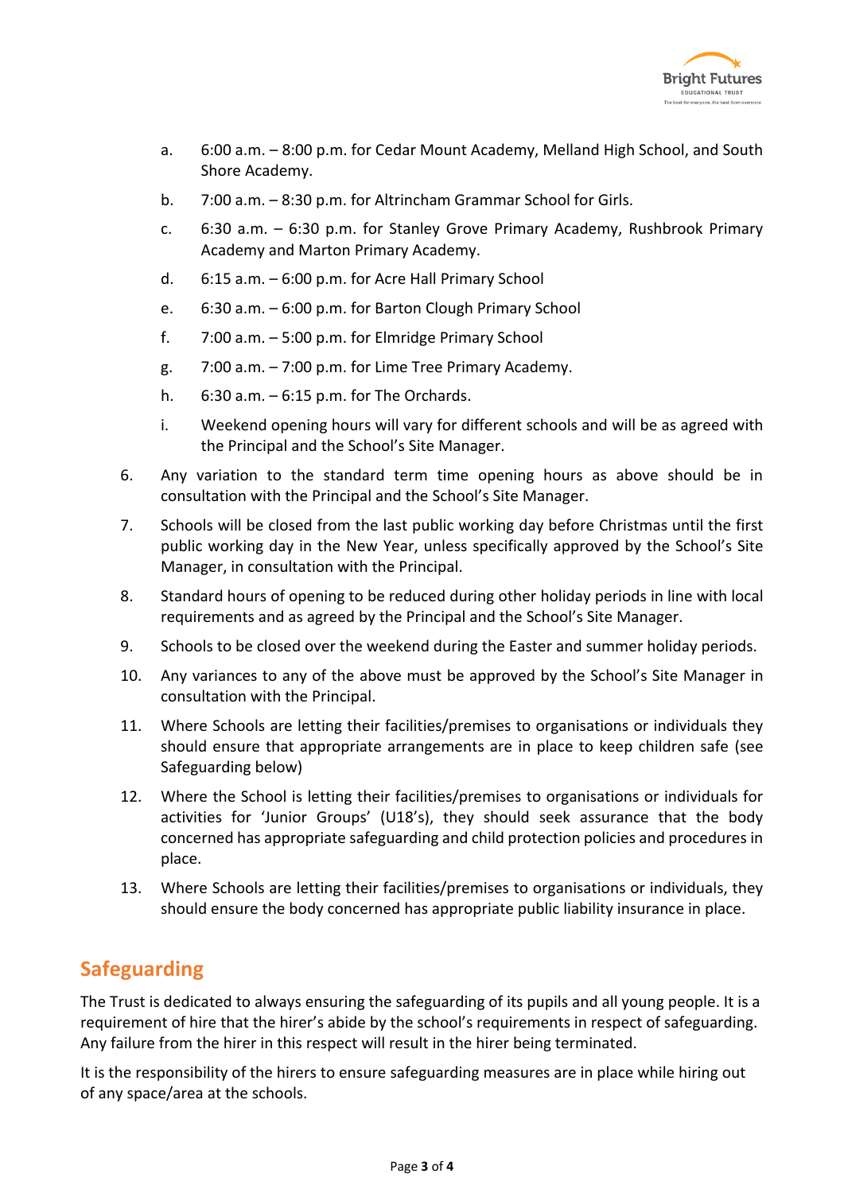a. 6:00 a.m. – 8:00 p.m. for Cedar Mount Academy, Melland High School, and South Shore Academy.

b. 7:00 a.m. – 8:30 p.m. for Altrincham Grammar School for Girls.

c. 6:30 a.m. – 6:30 p.m. for Stanley Grove Primary Academy, Rushbrook Primary Academy and Marton Primary Academy.

d. 6:15 a.m. – 6:00 p.m. for Acre Hall Primary School

e. 6:30 a.m. – 6:00 p.m. for Barton Clough Primary School

f. 7:00 a.m. – 5:00 p.m. for Elmridge Primary School

g. 7:00 a.m. – 7:00 p.m. for Lime Tree Primary Academy.

h. 6:30 a.m. – 6:15 p.m. for The Orchards.

i. Weekend opening hours will vary for different schools and will be as agreed with the Principal and the School's Site Manager.

6. Any variation to the standard term time opening hours as above should be in consultation with the Principal and the School's Site Manager.

7. Schools will be closed from the last public working day before Christmas until the first public working day in the New Year, unless specifically approved by the School's Site Manager, in consultation with the Principal.

8. Standard hours of opening to be reduced during other holiday periods in line with local requirements and as agreed by the Principal and the School's Site Manager.

9. Schools to be closed over the weekend during the Easter and summer holiday periods.

10. Any variances to any of the above must be approved by the School's Site Manager in consultation with the Principal.

11. Where Schools are letting their facilities/premises to organisations or individuals they should ensure that appropriate arrangements are in place to keep children safe (see Safeguarding below)

12. Where the School is letting their facilities/premises to organisations or individuals for activities for 'Junior Groups' (U18's), they should seek assurance that the body concerned has appropriate safeguarding and child protection policies and procedures in place.

13. Where Schools are letting their facilities/premises to organisations or individuals, they should ensure the body concerned has appropriate public liability insurance in place.

## Safeguarding

The Trust is dedicated to always ensuring the safeguarding of its pupils and all young people. It is a requirement of hire that the hirer's abide by the school's requirements in respect of safeguarding. Any failure from the hirer in this respect will result in the hirer being terminated.

It is the responsibility of the hirers to ensure safeguarding measures are in place while hiring out of any space/area at the schools.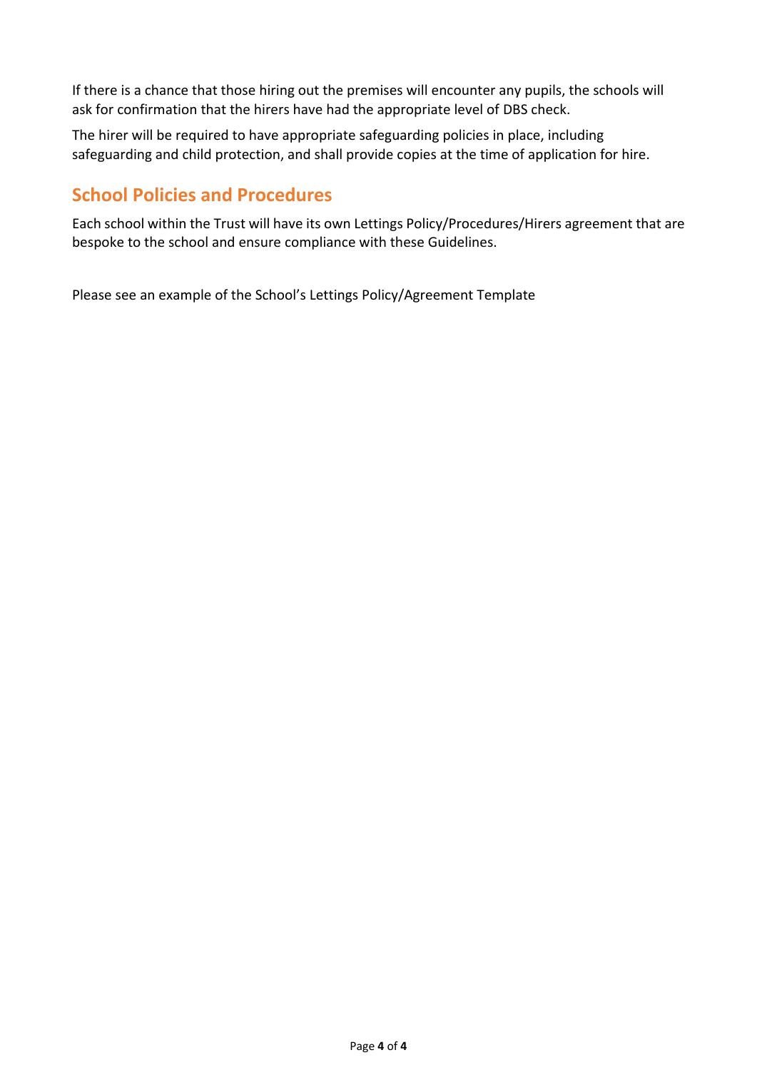If there is a chance that those hiring out the premises will encounter any pupils, the schools will ask for confirmation that the hirers have had the appropriate level of DBS check.

The hirer will be required to have appropriate safeguarding policies in place, including safeguarding and child protection, and shall provide copies at the time of application for hire.

## School Policies and Procedures

Each school within the Trust will have its own Lettings Policy/Procedures/Hirers agreement that are bespoke to the school and ensure compliance with these Guidelines.

Please see an example of the School's Lettings Policy/Agreement Template